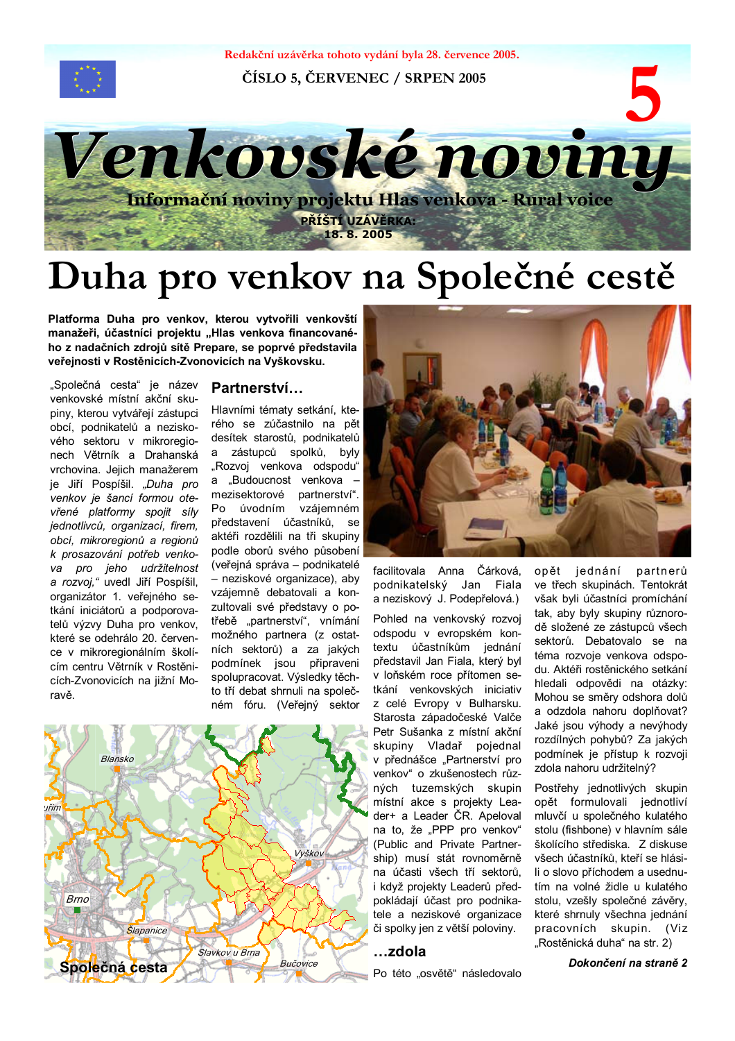Redakční uzávěrka tohoto vydání byla 28. července 2005.

ČÍSLO 5, ČERVENEC / SRPEN 2005

5

# Venkovské noviny

Informační noviny projektu Hlas venkova - Rural voice

PŘÍŠTÍ UZÁVĚRKA: 18. 8. 2005

# Duha pro venkov na Společné cestě

**Platforma Duha pro venkov, kterou vytvořili venkovští manažeři, účastníci projektu „Hlas venkova financované-ho z nadačních zdrojů sítě Prepare, se poprvé představila veřejnosti v Rostěnicích-Zvonovicích na Vyškovsku.**

„Společná cesta" je název venkovské místní akční skupiny, kterou vytvářejí zástupci obcí, podnikatelů a neziskového sektoru v mikroregionech Větrník a Drahanská vrchovina. Jejich manažerem je Jiří Pospíšil. *„Duha pro venkov je šancí formou otevřené platformy spojit síly jednotlivců, organizací, firem, obcí, mikroregionů a regionů k prosazování potřeb venkova pro jeho udržitelnost a rozvoj,"* uvedl Jiří Pospíšil, organizátor 1. veřejného setkání iniciátorů a podporovatelů výzvy Duha pro venkov, které se odehrálo 20. července v mikroregionálním školícím centru Větrník v Rostěnicích-Zvonovicích na jižní Moravě.

Blansko, Brno, Vyškov, Šlapanice, Slavkov u Brna, Bučovice

Společná cesta

## Partnerství…

Hlavními tématy setkání, kterého se zúčastnilo na pět desítek starostů, podnikatelů a zástupců spolků, byly „Rozvoj venkova odspodu" a „Budoucnost venkova – mezisektorové partnerství". Po úvodním vzájemném představení účastníků, se aktéři rozdělili na tři skupiny podle oborů svého působení (veřejná správa – podnikatelé – neziskové organizace), aby vzájemně debatovali a konzultovali své představy o potřebě „partnerství", vnímání možného partnera (z ostatních sektorů) a za jakých podmínek jsou připraveni spolupracovat. Výsledky těchto tří debat shrnuli na společném fóru. (Veřejný sektor facilitovala Anna Čárková, podnikatelský Jan Fiala a neziskový J. Podepřelová.)

Pohled na venkovský rozvoj odspodu v evropském kontextu účastníkům jednání představil Jan Fiala, který byl v loňském roce přítomen setkání venkovských iniciativ z celé Evropy v Bulharsku. Starosta západočeské Valče Petr Sušanka z místní akční skupiny Vladař pojednal v přednášce „Partnerství pro venkov" o zkušenostech různých tuzemských skupin místní akce s projekty Leader+ a Leader ČR. Apeloval na to, že „PPP pro venkov" (Public and Private Partnership) musí stát rovnoměrně na účasti všech tří sektorů, i když projekty Leaderů předkládají účast pro podnikatele a neziskové organizace či spolky jen z větší poloviny.

## …zdola

Po této „osvětě" následovalo opět jednání partnerů ve třech skupinách. Tentokrát však byli účastníci promícháni tak, aby byly skupiny různorodě složené ze zástupců všech sektorů. Debatovalo se na téma rozvoje venkova odspodu. Aktéři rostěnického setkání hledali odpovědi na otázky: Mohou se směry odshora dolů a odzdola nahoru doplňovat? Jaké jsou výhody a nevýhody rozdílných pohybů? Za jakých podmínek je přístup k rozvoji zdola nahoru udržitelný?

Postřehy jednotlivých skupin opět formulovali jednotliví mluvčí u společného kulatého stolu (fishbone) v hlavním sále školícího střediska. Z diskuse všech účastníků, kteří se hlásili o slovo příchodem a usednutím na volné židle u kulatého stolu, vzešly společné závěry, které shrnuly všechna jednání pracovních skupin. (Viz „Rostěnická duha" na str. 2)

***Dokončení na straně 2***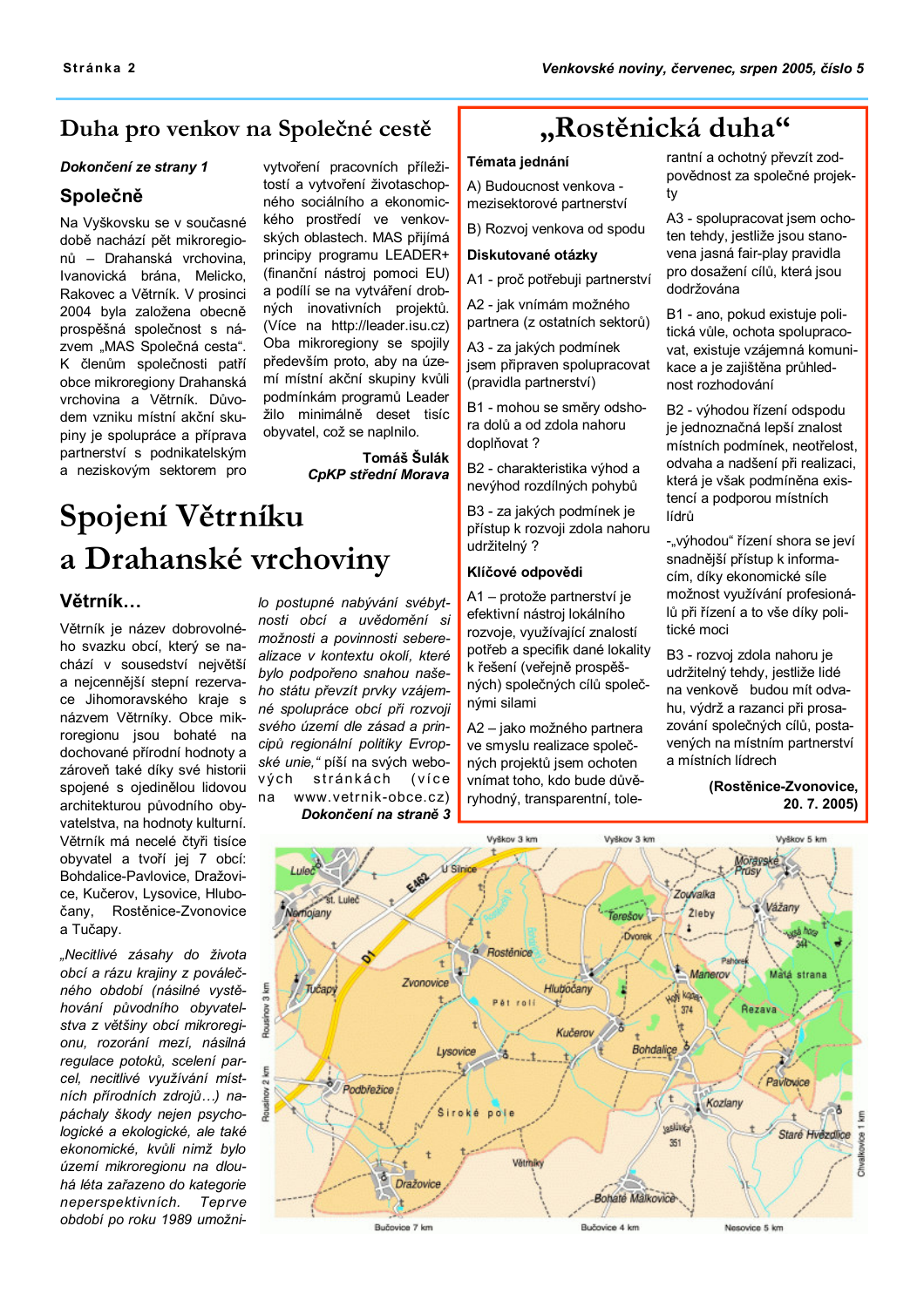# Duha pro venkov na Společné cestě

***Dokončení ze strany 1***

## Společně

Na Vyškovsku se v současné době nachází pět mikroregionů – Drahanská vrchovina, Ivanovická brána, Melicko, Rakovec a Větrník. V prosinci 2004 byla založena obecně prospěšná společnost s názvem „MAS Společná cesta". K členům společnosti patří obce mikroregiony Drahanská vrchovina a Větrník. Důvodem vzniku místní akční skupiny je spolupráce a příprava partnerství s podnikatelským a neziskovým sektorem pro vytvoření pracovních příležitostí a vytvoření životaschopného sociálního a ekonomického prostředí ve venkovských oblastech. MAS přijímá principy programu LEADER+ (finanční nástroj pomoci EU) a podílí se na vytváření drobných inovativních projektů. (Více na http://leader.isu.cz) Oba mikroregiony se spojily především proto, aby na území místní akční skupiny kvůli podmínkám programů Leader žilo minimálně deset tisíc obyvatel, což se naplnilo.

**Tomáš Šulák**
***CpKP střední Morava***

# „Rostěnická duha"

**Témata jednání**

A) Budoucnost venkova - mezisektorové partnerství

B) Rozvoj venkova od spodu

**Diskutované otázky**

A1 - proč potřebuji partnerství

A2 - jak vnímám možného partnera (z ostatních sektorů)

A3 - za jakých podmínek jsem připraven spolupracovat (pravidla partnerství)

B1 - mohou se směry odshora dolů a odzdola nahoru doplňovat ?

B2 - charakteristika výhod a nevýhod rozdílných pohybů

B3 - za jakých podmínek je přístup k rozvoji zdola nahoru udržitelný ?

**Klíčové odpovědi**

A1 – protože partnerství je efektivní nástroj lokálního rozvoje, využívající znalostí potřeb a specifik dané lokality k řešení (veřejně prospěšných) společných cílů společnými silami

A2 – jako možného partnera ve smyslu realizace společných projektů jsem ochoten vnímat toho, kdo bude důvěryhodný, transparentní, tolerantní a ochotný převzít zodpovědnost za společné projekty

A3 - spolupracovat jsem ochoten tehdy, jestliže jsou stanovena jasná fair-play pravidla pro dosažení cílů, která jsou dodržována

B1 - ano, pokud existuje politická vůle, ochota spolupracovat, existuje vzájemná komunikace a je zajištěna průhlednost rozhodování

B2 - výhodou řízení odspodu je jednoznačná lepší znalost místních podmínek, neotřelost, odvaha a nadšení při realizaci, která je však podmíněna existencí a podporou místních lídrů

-„výhodou" řízení shora se jeví snadnější přístup k informacím, díky ekonomické síle možnost využívání profesionálů při řízení a to vše díky politické moci

B3 - rozvoj zdola nahoru je udržitelný tehdy, jestliže lidé na venkově budou mít odvahu, výdrž a razanci při prosazování společných cílů, postavených na místním partnerství a místních lídrech

**(Rostěnice-Zvonovice, 20. 7. 2005)**

# Spojení Větrníku a Drahanské vrchoviny

## Větrník...

Větrník je název dobrovolného svazku obcí, který se nachází v sousedství největší a nejcennější stepní rezervace Jihomoravského kraje s názvem Větrníky. Obce mikroregionu jsou bohaté na dochované přírodní hodnoty a zároveň také díky své historii spojené s ojedinělou lidovou architekturou původního obyvatelstva, na hodnoty kulturní. Větrník má necelé čtyři tisíce obyvatel a tvoří jej 7 obcí: Bohdalice-Pavlovice, Dražovice, Kučerov, Lysovice, Hlubočany, Rostěnice-Zvonovice a Tučapy.

*„Necitlivé zásahy do života obcí a rázu krajiny z poválečného období (násilné vystěhování původního obyvatelstva z většiny obcí mikroregionu, rozorání mezí, násilná regulace potoků, scelení parcel, necitlivé využívání místních přírodních zdrojů…) napáchaly škody nejen psychologické a ekologické, ale také ekonomické, kvůli nimž bylo území mikroregionu na dlouhá léta zařazeno do kategorie neperspektivních. Teprve období po roku 1989 umožnilo postupné nabývání svébytnosti obcí a uvědomění si možnosti a povinnosti seberealizace v kontextu okolí, které bylo podpořeno snahou našeho státu převzít prvky vzájemné spolupráce obcí při rozvoji svého území dle zásad a principů regionální politiky Evropské unie,"* píší na svých webových stránkách (více na www.vetrnik-obce.cz)

***Dokončení na straně 3***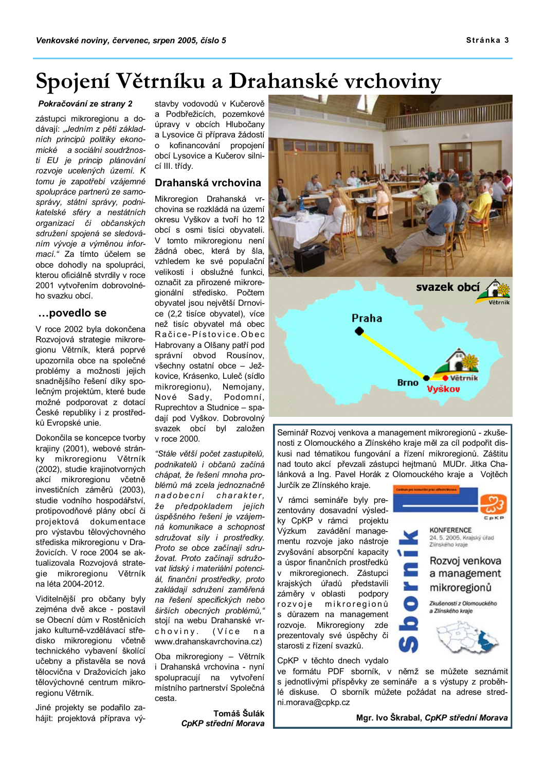// Spojení Větrníku a Drahanské vrchoviny

# Spojení Větrníku a Drahanské vrchoviny

***Pokračování ze strany 2***

zástupci mikroregionu a dodávají: *„Jedním z pěti základních principů politiky ekonomické a sociální soudržnosti EU je princip plánování rozvoje ucelených území. K tomu je zapotřebí vzájemné spolupráce partnerů ze samosprávy, státní správy, podnikatelské sféry a nestátních organizací či občanských sdružení spojená se sledováním vývoje a výměnou informací.“* Za tímto účelem se obce dohodly na spolupráci, kterou oficiálně stvrdily v roce 2001 vytvořením dobrovolného svazku obcí.

## …povedlo se

V roce 2002 byla dokončena Rozvojová strategie mikroregionu Větrník, která poprvé upozornila obce na společné problémy a možnosti jejich snadnějšího řešení díky společným projektům, které bude možné podporovat z dotací České republiky i z prostředků Evropské unie.

Dokončila se koncepce tvorby krajiny (2001), webové stránky mikroregionu Větrník (2002), studie krajinotvorných akcí mikroregionu včetně investičních záměrů (2003), studie vodního hospodářství, protipovodňové plány obcí či projektová dokumentace pro výstavbu tělovýchovného střediska mikroregionu v Dražovicích. V roce 2004 se aktualizovala Rozvojová strategie mikroregionu Větrník na léta 2004-2012.

Viditelnější pro občany byly zejména dvě akce - postavil se Obecní dům v Rostěnicích jako kulturně-vzdělávací středisko mikroregionu včetně technického vybavení školicí učebny a přistavěla se nová tělocvična v Dražovicích jako tělovýchovné centrum mikroregionu Větrník.

Jiné projekty se podařilo zahájit: projektová příprava výstavby vodovodů v Kučerově a Podbřežicích, pozemkové úpravy v obcích Hlubočany a Lysovice či příprava žádostí o kofinancování propojení obcí Lysovice a Kučerov silnicí III. třídy.

## Drahanská vrchovina

Mikroregion Drahanská vrchovina se rozkládá na území okresu Vyškov a tvoří ho 12 obcí s osmi tisíci obyvateli. V tomto mikroregionu není žádná obec, která by šla, vzhledem ke své populační velikosti i obslužné funkci, označit za přirozené mikroregionální středisko. Počtem obyvatel jsou největší Drnovice (2,2 tisíce obyvatel), více než tisíc obyvatel má obec Račice-Pístovice. Obec Habrovany a Olšany patří pod správní obvod Rousínov, všechny ostatní obce – Ježkovice, Krásensko, Luleč (sídlo mikroregionu), Nemojany, Nové Sady, Podomní, Ruprechtov a Studnice – spadají pod Vyškov. Dobrovolný svazek obcí byl založen v roce 2000.

*„Stále větší počet zastupitelů, podnikatelů i občanů začíná chápat, že řešení mnoha problémů má zcela jednoznačně nadobecní charakter, že předpokladem jejich úspěšného řešení je vzájemná komunikace a schopnost združovat síly i prostředky. Proto se obce začínají sdružovat. Proto začínají sdružovat lidský i materiální potenciál, finanční prostředky, proto zakládají sdružení zaměřená na řešení specifických nebo širších obecných problémů,“* stojí na webu Drahanské vrchoviny. (Více na www.drahanskavrchovina.cz)

Oba mikroregiony – Větrník i Drahanská vrchovina - nyní spolupracují na vytvoření místního partnerství Společná cesta.

**Tomáš Šulák**
***CpKP střední Morava***

---

Seminář Rozvoj venkova a management mikroregionů - zkušenosti z Olomouckého a Zlínského kraje měl za cíl podpořit diskusi nad tématikou fungování a řízení mikroregionů. Záštitu nad touto akcí převzali zástupci hejtmanů MUDr. Jitka Chalánková a Ing. Pavel Horák z Olomouckého kraje a Vojtěch Jurčík ze Zlínského kraje.

V rámci semináře byly prezentovány dosavadní výsledky CpKP v rámci projektu Výzkum zavádění managementu rozvoje jako nástroje zvyšování absorpční kapacity a úspor finančních prostředků v mikroregionech. Zástupci krajských úřadů představili záměry v oblasti podpory rozvoje mikroregionů s důrazem na management rozvoje. Mikroregiony zde prezentovaly své úspěchy či starosti z řízení svazků.

CpKP v těchto dnech vydalo ve formátu PDF sborník, v němž se můžete seznámit s jednotlivými příspěvky ze semináře a s výstupy z proběhlé diskuse. O sborník můžete požádat na adrese stredni.morava@cpkp.cz

**Mgr. Ivo Škrabal, *CpKP střední Morava***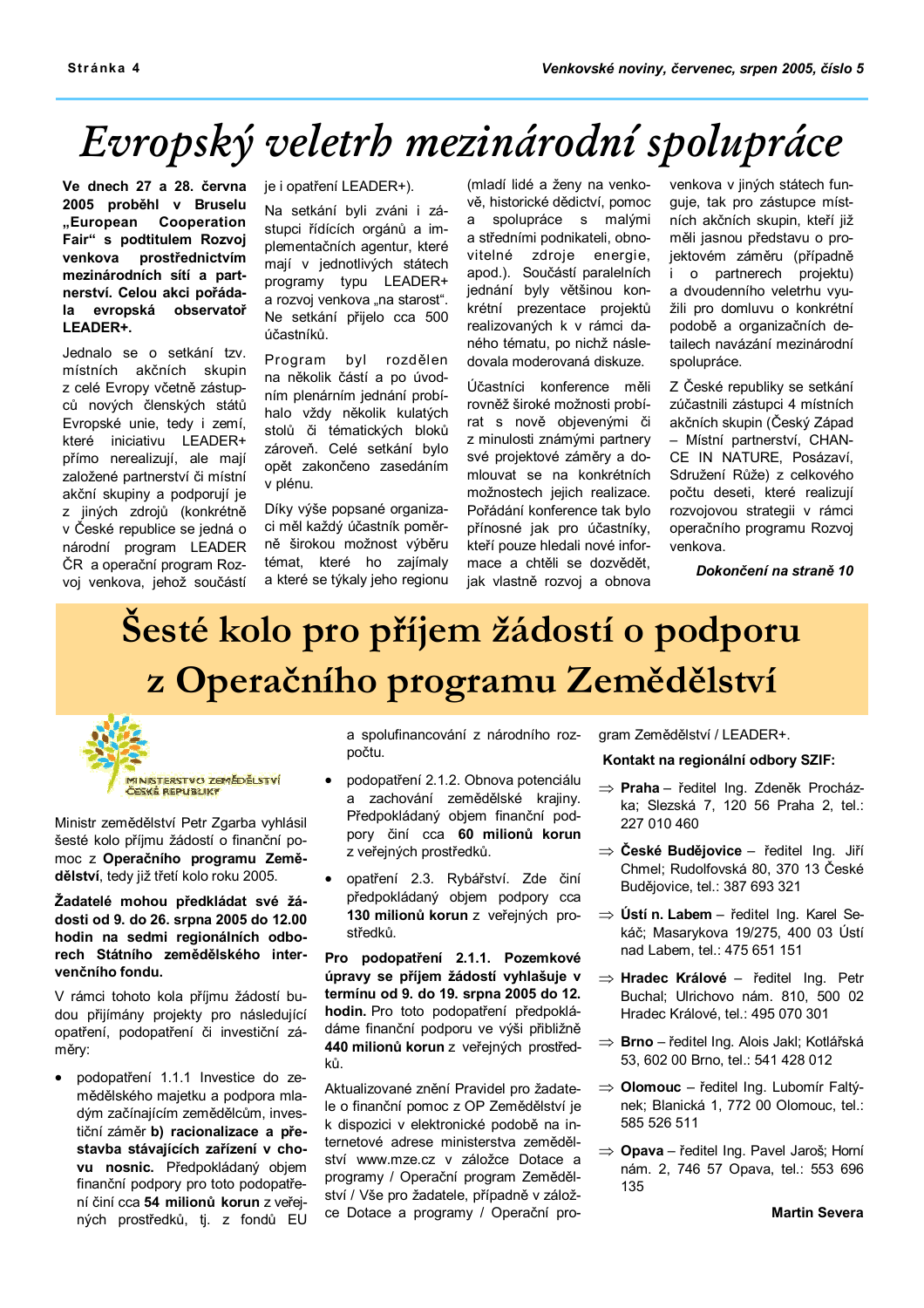# Evropský veletrh mezinárodní spolupráce

**Ve dnech 27 a 28. června 2005 proběhl v Bruselu „European Cooperation Fair“ s podtitulem Rozvoj venkova prostřednictvím mezinárodních sítí a partnerství. Celou akci pořádala evropská observatoř LEADER+.**

Jednalo se o setkání tzv. místních akčních skupin z celé Evropy včetně zástupců nových členských států Evropské unie, tedy i zemí, které iniciativu LEADER+ přímo nerealizují, ale mají založené partnerství či místní akční skupiny a podporují je z jiných zdrojů (konkrétně v České republice se jedná o národní program LEADER ČR a operační program Rozvoj venkova, jehož součástí je i opatření LEADER+).

Na setkání byli zváni i zástupci řídících orgánů a implementačních agentur, které mají v jednotlivých státech programy typu LEADER+ a rozvoj venkova „na starost“. Ne setkání přijelo cca 500 účastníků.

Program byl rozdělen na několik částí a po úvodním plenárním jednání probíhalo vždy několik kulatých stolů či tématických bloků zároveň. Celé setkání bylo opět zakončeno zasedáním v plénu.

Díky výše popsané organizaci měl každý účastník poměrně širokou možnost výběru témat, které ho zajímaly a které se týkaly jeho regionu (mladí lidé a ženy na venkově, historické dědictví, pomoc a spolupráce s malými a středními podnikateli, obnovitelné zdroje energie, apod.). Součástí paralelních jednání byly většinou konkrétní prezentace projektů realizovaných k v rámci daného tématu, po nichž následovala moderovaná diskuze.

Účastníci konference měli rovněž široké možnosti probírat s nově objevenými či z minulosti známými partnery své projektové záměry a domlouvat se na konkrétních možnostech jejich realizace. Pořádání konference tak bylo přínosné jak pro účastníky, kteří pouze hledali nové informace a chtěli se dozvědět, jak vlastně rozvoj a obnova venkova v jiných státech funguje, tak pro zástupce místních akčních skupin, kteří již měli jasnou představu o projektovém záměru (případně i o partnerech projektu) a dvoudenního veletrhu využili pro domluvu o konkrétní podobě a organizačních detailech navázání mezinárodní spolupráce.

Z České republiky se setkání zúčastnili zástupci 4 místních akčních skupin (Český Západ – Místní partnerství, CHANCE IN NATURE, Posázaví, Sdružení Růže) z celkového počtu deseti, které realizují rozvojovou strategii v rámci operačního programu Rozvoj venkova.

***Dokončení na straně 10***

# Šesté kolo pro příjem žádostí o podporu z Operačního programu Zemědělství

MINISTERSTVO ZEMĚDĚLSTVÍ ČESKÉ REPUBLIKY

Ministr zemědělství Petr Zgarba vyhlásil šesté kolo příjmu žádostí o finanční pomoc z **Operačního programu Zemědělství**, tedy již třetí kolo roku 2005.

**Žadatelé mohou předkládat své žádosti od 9. do 26. srpna 2005 do 12.00 hodin na sedmi regionálních odborech Státního zemědělského intervenčního fondu.**

V rámci tohoto kola příjmu žádostí budou přijímány projekty pro následující opatření, podopatření či investiční záměry:

- podopatření 1.1.1 Investice do zemědělského majetku a podpora mladým začínajícím zemědělcům, investiční záměr **b) racionalizace a přestavba stávajících zařízení v chovu nosnic.** Předpokládaný objem finanční podpory pro toto podopatření činí cca **54 milionů korun** z veřejných prostředků, tj. z fondů EU a spolufinancování z národního rozpočtu.
- podopatření 2.1.2. Obnova potenciálu a zachování zemědělské krajiny. Předpokládaný objem finanční podpory činí cca **60 milionů korun** z veřejných prostředků.
- opatření 2.3. Rybářství. Zde činí předpokládaný objem podpory cca **130 milionů korun** z veřejných prostředků.

**Pro podopatření 2.1.1. Pozemkové úpravy se příjem žádostí vyhlašuje v termínu od 9. do 19. srpna 2005 do 12. hodin.** Pro toto podopatření předpokládáme finanční podporu ve výši přibližně **440 milionů korun** z veřejných prostředků.

Aktualizované znění Pravidel pro žadatele o finanční pomoc z OP Zemědělství je k dispozici v elektronické podobě na internetové adrese ministerstva zemědělství www.mze.cz v záložce Dotace a programy / Operační program Zemědělství / Vše pro žadatele, případně v záložce Dotace a programy / Operační program Zemědělství / LEADER+.

**Kontakt na regionální odbory SZIF:**

⇒ **Praha** – ředitel Ing. Zdeněk Procházka; Slezská 7, 120 56 Praha 2, tel.: 227 010 460

⇒ **České Budějovice** – ředitel Ing. Jiří Chmel; Rudolfovská 80, 370 13 České Budějovice, tel.: 387 693 321

⇒ **Ústí n. Labem** – ředitel Ing. Karel Sekáč; Masarykova 19/275, 400 03 Ústí nad Labem, tel.: 475 651 151

⇒ **Hradec Králové** – ředitel Ing. Petr Buchal; Ulrichovo nám. 810, 500 02 Hradec Králové, tel.: 495 070 301

⇒ **Brno** – ředitel Ing. Alois Jakl; Kotlářská 53, 602 00 Brno, tel.: 541 428 012

⇒ **Olomouc** – ředitel Ing. Lubomír Faltýnek; Blanická 1, 772 00 Olomouc, tel.: 585 526 511

⇒ **Opava** – ředitel Ing. Pavel Jaroš; Horní nám. 2, 746 57 Opava, tel.: 553 696 135

**Martin Severa**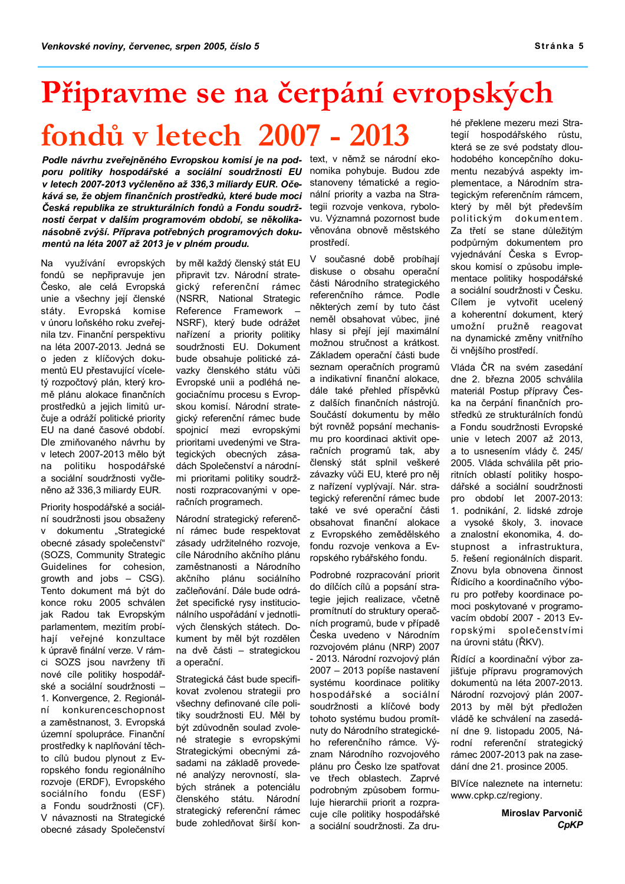# Připravme se na čerpání evropských fondů v letech 2007 - 2013

***Podle návrhu zveřejněného Evropskou komisí je na podporu politiky hospodářské a sociální soudržnosti EU v letech 2007-2013 vyčleněno až 336,3 miliardy EUR. Očekává se, že objem finančních prostředků, které bude moci Česká republika ze strukturálních fondů a Fondu soudržnosti čerpat v dalším programovém období, se několikanásobně zvýší. Příprava potřebných programových dokumentů na léta 2007 až 2013 je v plném proudu.***

Na využívání evropských fondů se nepřipravuje jen Česko, ale celá Evropská unie a všechny její členské státy. Evropská komise v únoru loňského roku zveřejnila tzv. Finanční perspektivu na léta 2007-2013. Jedná se o jeden z klíčových dokumentů EU přestavující víceletý rozpočtový plán, který kromě plánu alokace finančních prostředků a jejich limitů určuje a odráží politické priority EU na dané časové období. Dle zmiňovaného návrhu by v letech 2007-2013 mělo být na politiku hospodářské a sociální soudržnosti vyčleněno až 336,3 miliardy EUR.

Priority hospodářské a sociální soudržnosti jsou obsaženy v dokumentu „Strategické obecné zásady společenství" (SOZS, Community Strategic Guidelines for cohesion, growth and jobs – CSG). Tento dokument má být do konce roku 2005 schválen jak Radou tak Evropským parlamentem, mezitím probíhají veřejné konzultace k úpravě finální verze. V rámci SOZS jsou navrženy tři nové cíle politiky hospodářské a sociální soudržnosti – 1. Konvergence, 2. Regionální konkurenceschopnost a zaměstnanost, 3. Evropská územní spolupráce. Finanční prostředky k naplňování těchto cílů budou plynout z Evropského fondu regionálního rozvoje (ERDF), Evropského sociálního fondu (ESF) a Fondu soudržnosti (CF). V návaznosti na Strategické obecné zásady Společenství by měl každý členský stát EU připravit tzv. Národní strategický referenční rámec (NSRR, National Strategic Reference Framework – NSRF), který bude odrážet nařízení a priority politiky soudržnosti EU. Dokument bude obsahuje politické závazky členského státu vůči Evropské unii a podléhá negociačnímu procesu s Evropskou komisí. Národní strategický referenční rámec bude spojnicí mezi evropskými prioritami uvedenými ve Strategických obecných zásadách Společenství a národními prioritami politiky soudržnosti rozpracovanými v operačních programech.

Národní strategický referenční rámec bude respektovat zásady udržitelného rozvoje, cíle Národního akčního plánu zaměstnanosti a Národního akčního plánu sociálního začleňování. Dále bude odrážet specifické rysy institucionálního uspořádání v jednotlivých členských státech. Dokument by měl být rozdělen na dvě části – strategickou a operační.

Strategická část bude specifikovat zvolenou strategii pro všechny definované cíle politiky soudržnosti EU. Měl by být zdůvodněn soulad zvolené strategie s evropskými Strategickými obecnými zásadami na základě provedené analýzy nerovností, slabých stránek a potenciálu členského státu. Národní strategický referenční rámec bude zohledňovat širší kontext, v němž se národní ekonomika pohybuje. Budou zde stanoveny tématické a regionální priority a vazba na Strategii rozvoje venkova, rybolovu. Významná pozornost bude věnována obnově městského prostředí.

V současné době probíhají diskuse o obsahu operační části Národního strategického referenčního rámce. Podle některých zemí by tuto část neměl obsahovat vůbec, jiné hlasy si přejí její maximální možnou stručnost a krátkost. Základem operační části bude seznam operačních programů a indikativní finanční alokace, dále také přehled příspěvků z dalších finančních nástrojů. Součástí dokumentu by mělo být rovněž popsání mechanismu pro koordinaci aktivit operačních programů tak, aby členský stát splnil veškeré závazky vůči EU, které pro něj z nařízení vyplývají. Nár. strategický referenční rámec bude také ve své operační části obsahovat finanční alokace z Evropského zemědělského fondu rozvoje venkova a Evropského rybářského fondu.

Podrobné rozpracování priorit do dílčích cílů a popsání strategie jejich realizace, včetně promítnutí do struktury operačních programů, bude v případě Česka uvedeno v Národním rozvojovém plánu (NRP) 2007 - 2013. Národní rozvojový plán 2007 – 2013 popíše nastavení systému koordinace politiky hospodářské a sociální soudržnosti a klíčové body tohoto systému budou promítnuty do Národního strategického referenčního rámce. Význam Národního rozvojového plánu pro Česko lze spatřovat ve třech oblastech. Zaprvé podrobným způsobem formuluje hierarchii priorit a rozpracuje cíle politiky hospodářské a sociální soudržnosti. Za druhé překlene mezeru mezi Strategií hospodářského růstu, která se ze své podstaty dlouhodobého koncepčního dokumentu nezabývá aspekty implementace, a Národním strategickým referenčním rámcem, který by měl být především politickým dokumentem. Za třetí se stane důležitým podpůrným dokumentem pro vyjednávání Česka s Evropskou komisí o způsobu implementace politiky hospodářské a sociální soudržnosti v Česku. Cílem je vytvořit ucelený a koherentní dokument, který umožní pružně reagovat na dynamické změny vnitřního či vnějšího prostředí.

Vláda ČR na svém zasedání dne 2. března 2005 schválila materiál Postup přípravy Česka na čerpání finančních prostředků ze strukturálních fondů a Fondu soudržnosti Evropské unie v letech 2007 až 2013, a to usnesením vlády č. 245/2005. Vláda schválila pět prioritních oblastí politiky hospodářské a sociální soudržnosti pro období let 2007-2013: 1. podnikání, 2. lidské zdroje a vysoké školy, 3. inovace a znalostní ekonomika, 4. dostupnost a infrastruktura, 5. řešení regionálních disparit. Znovu byla obnovena činnost Řídícího a koordinačního výboru pro potřeby koordinace pomoci poskytované v programovacím období 2007 - 2013 Evropským společenstvími na úrovni státu (ŘKV).

Řídící a koordinační výbor zajišťuje přípravu programových dokumentů na léta 2007-2013. Národní rozvojový plán 2007-2013 by měl být předložen vládě ke schválení na zasedání dne 9. listopadu 2005, Národní referenční strategický rámec 2007-2013 pak na zasedání dne 21. prosince 2005.

BlVíce naleznete na internetu: www.cpkp.cz/regiony.

**Miroslav Parvonič**
***CpKP***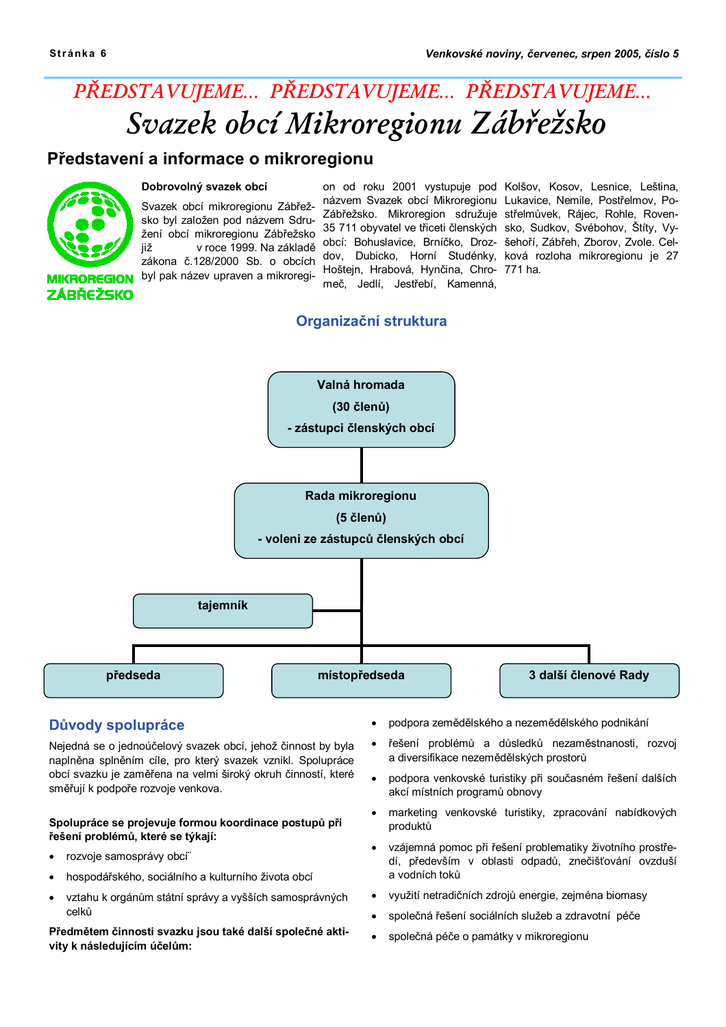# PŘEDSTAVUJEME... PŘEDSTAVUJEME... PŘEDSTAVUJEME...

# Svazek obcí Mikroregionu Zábřežsko

## Představení a informace o mikroregionu

MIKROREGION ZÁBŘEŽSKO

### Dobrovolný svazek obcí

Svazek obcí mikroregionu Zábřežsko byl založen pod názvem Sdružení obcí mikroregionu Zábřežsko již v roce 1999. Na základě zákona č.128/2000 Sb. o obcích byl pak název upraven a mikroregion od roku 2001 vystupuje pod názvem Svazek obcí Mikroregionu Zábřežsko. Mikroregion sdružuje 35 711 obyvatel ve třiceti členských obcí: Bohuslavice, Brníčko, Drozdov, Dubicko, Horní Studénky, Hoštejn, Hrabová, Hynčina, Chromeč, Jedlí, Jestřebí, Kamenná, Kolšov, Kosov, Lesnice, Leština, Lukavice, Nemile, Postřelmov, Postřelmůvek, Rájec, Rohle, Rovensko, Sudkov, Svébohov, Štíty, Vyšehoří, Zábřeh, Zborov, Zvole. Celková rozloha mikroregionu je 27 771 ha.

### Organizační struktura

- **Valná hromada** (30 členů) - zástupci členských obcí
  - **Rada mikroregionu** (5 členů) - voleni ze zástupců členských obcí
    - **tajemník**
    - **předseda**
    - **místopředseda**
    - **3 další členové Rady**

### Důvody spolupráce

Nejedná se o jednoúčelový svazek obcí, jehož činnost by byla naplněna splněním cíle, pro který svazek vznikl. Spolupráce obcí svazku je zaměřena na velmi široký okruh činností, které směřují k podpoře rozvoje venkova.

**Spolupráce se projevuje formou koordinace postupů při řešení problémů, které se týkají:**

- rozvoje samosprávy obcí¨
- hospodářského, sociálního a kulturního života obcí
- vztahu k orgánům státní správy a vyšších samosprávných celků

**Předmětem činnosti svazku jsou také další společné aktivity k následujícím účelům:**

- podpora zemědělského a nezemědělského podnikání
- řešení problémů a důsledků nezaměstnanosti, rozvoj a diversifikace nezemědělských prostorů
- podpora venkovské turistiky při současném řešení dalších akcí místních programů obnovy
- marketing venkovské turistiky, zpracování nabídkových produktů
- vzájemná pomoc při řešení problematiky životního prostředí, především v oblasti odpadů, znečišťování ovzduší a vodních toků
- využití netradičních zdrojů energie, zejména biomasy
- společná řešení sociálních služeb a zdravotní péče
- společná péče o památky v mikroregionu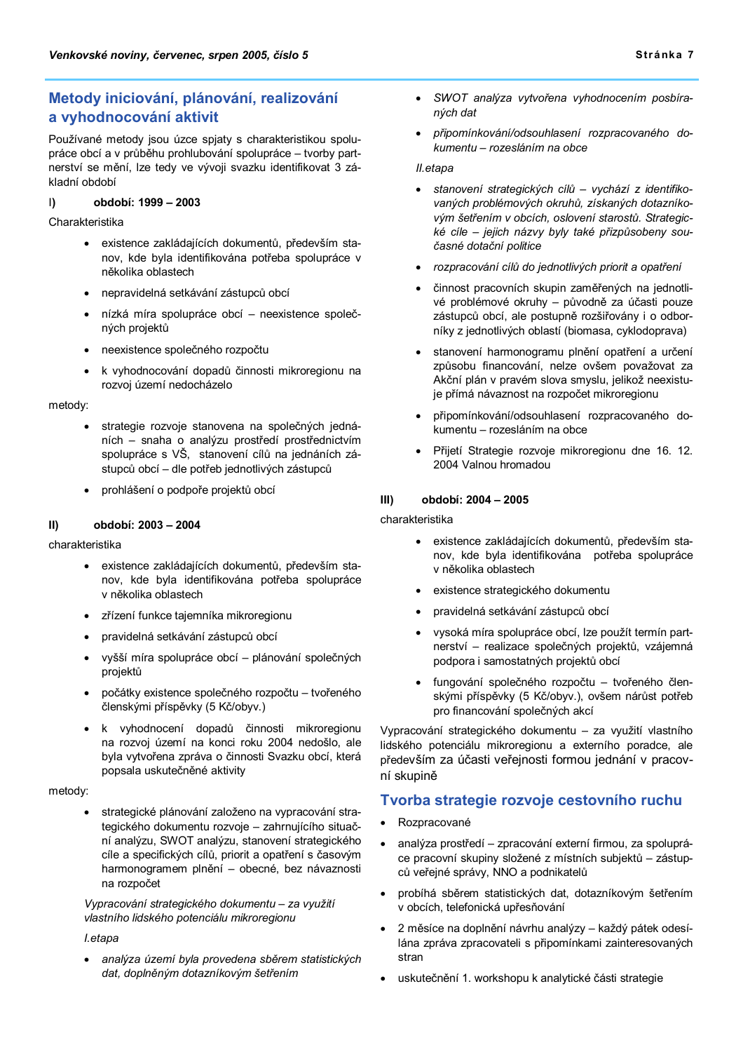## Metody iniciování, plánování, realizování a vyhodnocování aktivit

Používané metody jsou úzce spjaty s charakteristikou spolupráce obcí a v průběhu prohlubování spolupráce – tvorby partnerství se mění, lze tedy ve vývoji svazku identifikovat 3 základní období

**I) období: 1999 – 2003**

Charakteristika

- existence zakládajících dokumentů, především stanov, kde byla identifikována potřeba spolupráce v několika oblastech
- nepravidelná setkávání zástupců obcí
- nízká míra spolupráce obcí – neexistence společných projektů
- neexistence společného rozpočtu
- k vyhodnocování dopadů činnosti mikroregionu na rozvoj území nedocházelo

metody:

- strategie rozvoje stanovena na společných jednáních – snaha o analýzu prostředí prostřednictvím spolupráce s VŠ, stanovení cílů na jednáních zástupců obcí – dle potřeb jednotlivých zástupců
- prohlášení o podpoře projektů obcí

**II) období: 2003 – 2004**

charakteristika

- existence zakládajících dokumentů, především stanov, kde byla identifikována potřeba spolupráce v několika oblastech
- zřízení funkce tajemníka mikroregionu
- pravidelná setkávání zástupců obcí
- vyšší míra spolupráce obcí – plánování společných projektů
- počátky existence společného rozpočtu – tvořeného členskými příspěvky (5 Kč/obyv.)
- k vyhodnocení dopadů činnosti mikroregionu na rozvoj území na konci roku 2004 nedošlo, ale byla vytvořena zpráva o činnosti Svazku obcí, která popsala uskutečněné aktivity

metody:

- strategické plánování založeno na vypracování strategického dokumentu rozvoje – zahrnujícího situační analýzu, SWOT analýzu, stanovení strategického cíle a specifických cílů, priorit a opatření s časovým harmonogramem plnění – obecné, bez návaznosti na rozpočet

  *Vypracování strategického dokumentu – za využití vlastního lidského potenciálu mikroregionu*

  *I.etapa*

  - *analýza území byla provedena sběrem statistických dat, doplněným dotazníkovým šetřením*
  - *SWOT analýza vytvořena vyhodnocením posbíraných dat*
  - *připomínkování/odsouhlasení rozpracovaného dokumentu – rozesláním na obce*

  *II.etapa*

  - *stanovení strategických cílů – vychází z identifikovaných problémových okruhů, získaných dotazníkovým šetřením v obcích, oslovení starostů. Strategické cíle – jejich názvy byly také přizpůsobeny současné dotační politice*
  - *rozpracování cílů do jednotlivých priorit a opatření*
  - činnost pracovních skupin zaměřených na jednotlivé problémové okruhy – původně za účasti pouze zástupců obcí, ale postupně rozšiřovány i o odborníky z jednotlivých oblastí (biomasa, cyklodoprava)
  - stanovení harmonogramu plnění opatření a určení způsobu financování, nelze ovšem považovat za Akční plán v pravém slova smyslu, jelikož neexistuje přímá návaznost na rozpočet mikroregionu
  - připomínkování/odsouhlasení rozpracovaného dokumentu – rozesláním na obce
  - Přijetí Strategie rozvoje mikroregionu dne 16. 12. 2004 Valnou hromadou

**III) období: 2004 – 2005**

charakteristika

- existence zakládajících dokumentů, především stanov, kde byla identifikována potřeba spolupráce v několika oblastech
- existence strategického dokumentu
- pravidelná setkávání zástupců obcí
- vysoká míra spolupráce obcí, lze použít termín partnerství – realizace společných projektů, vzájemná podpora i samostatných projektů obcí
- fungování společného rozpočtu – tvořeného členskými příspěvky (5 Kč/obyv.), ovšem nárůst potřeb pro financování společných akcí

Vypracování strategického dokumentu – za využití vlastního lidského potenciálu mikroregionu a externího poradce, ale především za účasti veřejnosti formou jednání v pracovní skupině

## Tvorba strategie rozvoje cestovního ruchu

- Rozpracované
- analýza prostředí – zpracování externí firmou, za spolupráce pracovní skupiny složené z místních subjektů – zástupců veřejné správy, NNO a podnikatelů
- probíhá sběrem statistických dat, dotazníkovým šetřením v obcích, telefonická upřesňování
- 2 měsíce na doplnění návrhu analýzy – každý pátek odesílána zpráva zpracovateli s připomínkami zainteresovaných stran
- uskutečnění 1. workshopu k analytické části strategie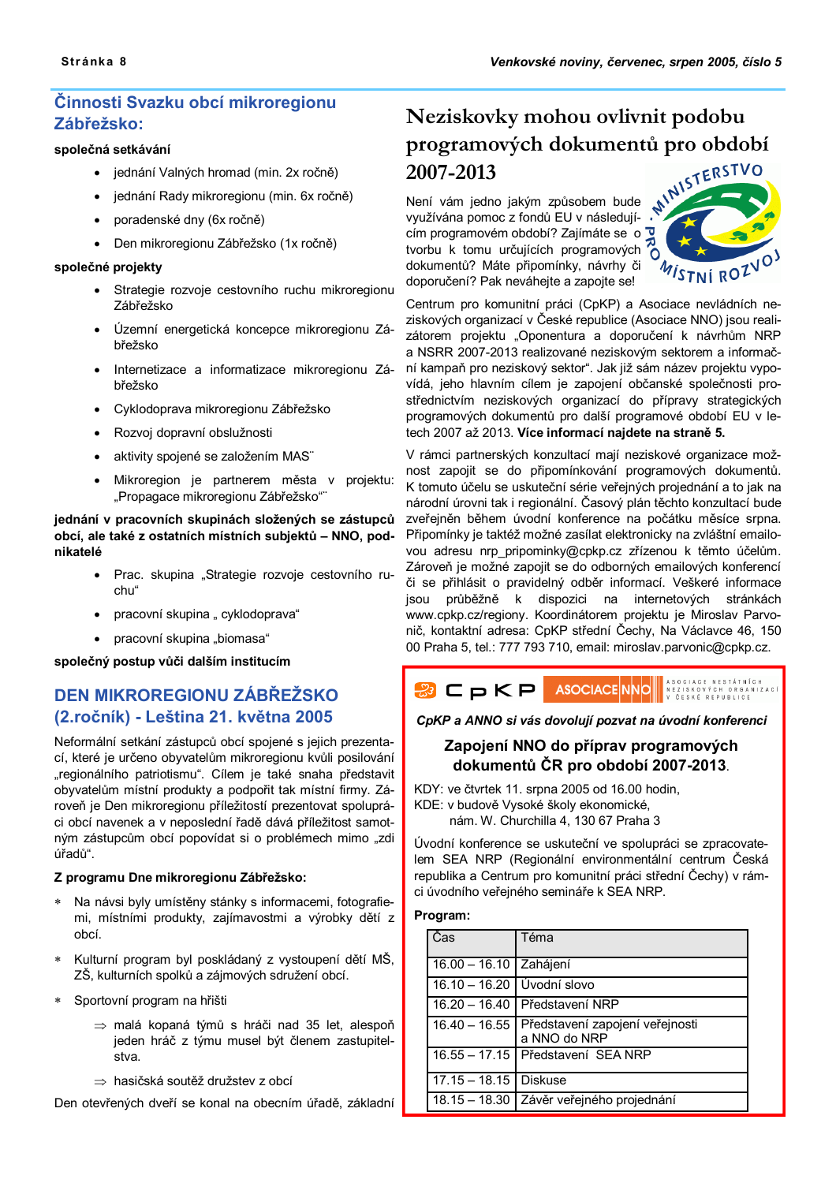## Činnosti Svazku obcí mikroregionu Zábřežsko:

**společná setkávání**

- jednání Valných hromad (min. 2x ročně)
- jednání Rady mikroregionu (min. 6x ročně)
- poradenské dny (6x ročně)
- Den mikroregionu Zábřežsko (1x ročně)

**společné projekty**

- Strategie rozvoje cestovního ruchu mikroregionu Zábřežsko
- Územní energetická koncepce mikroregionu Zábřežsko
- Internetizace a informatizace mikroregionu Zábřežsko
- Cyklodoprava mikroregionu Zábřežsko
- Rozvoj dopravní obslužnosti
- aktivity spojené se založením MAS¨
- Mikroregion je partnerem města v projektu: „Propagace mikroregionu Zábřežsko"¨

**jednání v pracovních skupinách složených se zástupců obcí, ale také z ostatních místních subjektů – NNO, podnikatelé**

- Prac. skupina „Strategie rozvoje cestovního ruchu"
- pracovní skupina „ cyklodoprava"
- pracovní skupina „biomasa"

**společný postup vůči dalším institucím**

## DEN MIKROREGIONU ZÁBŘEŽSKO (2.ročník) - Leština 21. května 2005

Neformální setkání zástupců obcí spojené s jejich prezentací, které je určeno obyvatelům mikroregionu kvůli posilování „regionálního patriotismu". Cílem je také snaha představit obyvatelům místní produkty a podpořit tak místní firmy. Zároveň je Den mikroregionu příležitostí prezentovat spolupráci obcí navenek a v neposlední řadě dává příležitost samotným zástupcům obcí popovídat si o problémech mimo „zdi úřadů".

**Z programu Dne mikroregionu Zábřežsko:**

- Na návsi byly umístěny stánky s informacemi, fotografiemi, místními produkty, zajímavostmi a výrobky dětí z obcí.
- Kulturní program byl poskládaný z vystoupení dětí MŠ, ZŠ, kulturních spolků a zájmových sdružení obcí.
- Sportovní program na hřišti
  - ⇒ malá kopaná týmů s hráči nad 35 let, alespoň jeden hráč z týmu musel být členem zastupitelstva.
  - ⇒ hasičská soutěž družstev z obcí

Den otevřených dveří se konal na obecním úřadě, základní

# Neziskovky mohou ovlivnit podobu programových dokumentů pro období 2007-2013

Není vám jedno jakým způsobem bude využívána pomoc z fondů EU v následujícím programovém období? Zajímáte se o tvorbu k tomu určujících programových dokumentů? Máte připomínky, návrhy či doporučení? Pak neváhejte a zapojte se!

MINISTERSTVO PRO MÍSTNÍ ROZVOJ

Centrum pro komunitní práci (CpKP) a Asociace nevládních neziskových organizací v České republice (Asociace NNO) jsou realizátorem projektu „Oponentura a doporučení k návrhům NRP a NSRR 2007-2013 realizované neziskovým sektorem a informační kampaň pro neziskový sektor". Jak již sám název projektu vypovídá, jeho hlavním cílem je zapojení občanské společnosti prostřednictvím neziskových organizací do přípravy strategických programových dokumentů pro další programové období EU v letech 2007 až 2013. **Více informací najdete na straně 5.**

V rámci partnerských konzultací mají neziskové organizace možnost zapojit se do připomínkování programových dokumentů. K tomuto účelu se uskuteční série veřejných projednání a to jak na národní úrovni tak i regionální. Časový plán těchto konzultací bude zveřejněn během úvodní konference na počátku měsíce srpna. Připomínky je taktéž možné zasílat elektronicky na zvláštní emailovou adresu nrp_pripominky@cpkp.cz zřízenou k těmto účelům. Zároveň je možné zapojit se do odborných emailových konferencí či se přihlásit o pravidelný odběr informací. Veškeré informace jsou průběžně k dispozici na internetových stránkach www.cpkp.cz/regiony. Koordinátorem projektu je Miroslav Parvonič, kontaktní adresa: CpKP střední Čechy, Na Václavce 46, 150 00 Praha 5, tel.: 777 793 710, email: miroslav.parvonic@cpkp.cz.

CpKP | ASOCIACE NNO – ASOCIACE NESTÁTNÍCH NEZISKOVÝCH ORGANIZACÍ V ČESKÉ REPUBLICE

*CpKP a ANNO si vás dovolují pozvat na úvodní konferenci*

**Zapojení NNO do příprav programových dokumentů ČR pro období 2007-2013.**

KDY: ve čtvrtek 11. srpna 2005 od 16.00 hodin,
KDE: v budově Vysoké školy ekonomické,
nám. W. Churchilla 4, 130 67 Praha 3

Úvodní konference se uskuteční ve spolupráci se zpracovatelem SEA NRP (Regionální environmentální centrum Česká republika a Centrum pro komunitní práci střední Čechy) v rámci úvodního veřejného semináře k SEA NRP.

**Program:**

| Čas | Téma |
|---|---|
| 16.00 – 16.10 | Zahájení |
| 16.10 – 16.20 | Úvodní slovo |
| 16.20 – 16.40 | Představení NRP |
| 16.40 – 16.55 | Představení zapojení veřejnosti a NNO do NRP |
| 16.55 – 17.15 | Představení SEA NRP |
| 17.15 – 18.15 | Diskuse |
| 18.15 – 18.30 | Závěr veřejného projednání |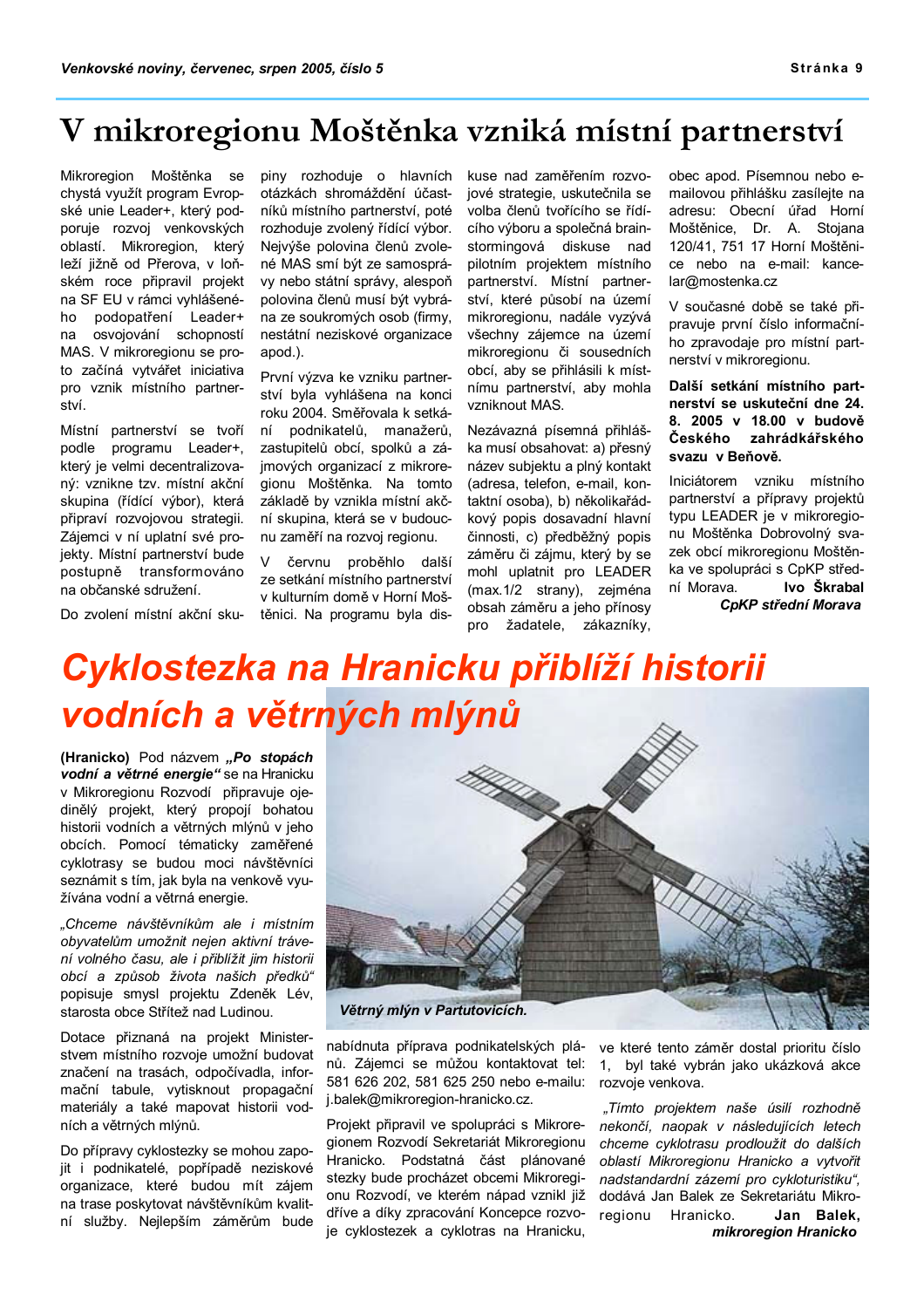# V mikroregionu Moštěnka vzniká místní partnerství

Mikroregion Moštěnka se chystá využít program Evropské unie Leader+, který podporuje rozvoj venkovských oblastí. Mikroregion, který leží jižně od Přerova, v loňském roce připravil projekt na SF EU v rámci vyhlášeného podopatření Leader+ na osvojování schopností MAS. V mikroregionu se proto začíná vytvářet iniciativa pro vznik místního partnerství.

Místní partnerství se tvoří podle programu Leader+, který je velmi decentralizovaný: vznikne tzv. místní akční skupina (řídící výbor), která připraví rozvojovou strategii. Zájemci v ní uplatní své projekty. Místní partnerství bude postupně transformováno na občanské sdružení.

Do zvolení místní akční skupiny rozhoduje o hlavních otázkách shromáždění účastníků místního partnerství, poté rozhoduje zvolený řídící výbor. Nejvýše polovina členů zvolené MAS smí být ze samosprávy nebo státní správy, alespoň polovina členů musí být vybrána ze soukromých osob (firmy, nestátní neziskové organizace apod.).

První výzva ke vzniku partnerství byla vyhlášena na konci roku 2004. Směřovala k setkání podnikatelů, manažerů, zastupitelů obcí, spolků a zájmových organizací z mikroregionu Moštěnka. Na tomto základě by vznikla místní akční skupina, která se v budoucnu zaměří na rozvoj regionu.

V červnu proběhlo další ze setkání místního partnerství v kulturním domě v Horní Moštěnici. Na programu byla diskuse nad zaměřením rozvojové strategie, uskutečnila se volba členů tvořícího se řídícího výboru a společná brainstormingová diskuse nad pilotním projektem místního partnerství. Místní partnerství, které působí na území mikroregionu, nadále vyzývá všechny zájemce na území mikroregionu či sousedních obcí, aby se přihlásili k místnímu partnerství, aby mohla vzniknout MAS.

Nezávazná písemná přihláška musí obsahovat: a) přesný název subjektu a plný kontakt (adresa, telefon, e-mail, kontaktní osoba), b) několikařádkový popis dosavadní hlavní činnosti, c) předběžný popis záměru či zájmu, který by se mohl uplatnit pro LEADER (max.1/2 strany), zejména obsah záměru a jeho přínosy pro žadatele, zákazníky, obec apod. Písemnou nebo e-mailovou přihlášku zasílejte na adresu: Obecní úřad Horní Moštěnice, Dr. A. Stojana 120/41, 751 17 Horní Moštěnice nebo na e-mail: kancelar@mostenka.cz

V současné době se také připravuje první číslo informačního zpravodaje pro místní partnerství v mikroregionu.

**Další setkání místního partnerství se uskuteční dne 24. 8. 2005 v 18.00 v budově Českého zahrádkářského svazu v Beňově.**

Iniciátorem vzniku místního partnerství a přípravy projektů typu LEADER je v mikroregionu Moštěnka Dobrovolný svazek obcí mikroregionu Moštěnka ve spolupráci s CpKP střední Morava.

**Ivo Škrabal**
***CpKP střední Morava***

# Cyklostezka na Hranicku přiblíží historii vodních a větrných mlýnů

**(Hranicko)** Pod názvem ***„Po stopách vodní a větrné energie"*** se na Hranicku v Mikroregionu Rozvodí připravuje ojedinělý projekt, který propojí bohatou historii vodních a větrných mlýnů v jeho obcích. Pomocí tématicky zaměřené cyklotrasy se budou moci návštěvníci seznámit s tím, jak byla na venkově využívána vodní a větrná energie.

*„Chceme návštěvníkům ale i místním obyvatelům umožnit nejen aktivní trávení volného času, ale i přiblížit jim historii obcí a způsob života našich předků"* popisuje smysl projektu Zdeněk Lév, starosta obce Střítež nad Ludinou.

***Větrný mlýn v Partutovicích.***

Dotace přiznaná na projekt Ministerstvem místního rozvoje umožní budovat značení na trasách, odpočívadla, informační tabule, vytisknout propagační materiály a také mapovat historii vodních a větrných mlýnů.

Do přípravy cyklostezky se mohou zapojit i podnikatelé, popřípadě neziskové organizace, které budou mít zájem na trase poskytovat návštěvníkům kvalitní služby. Nejlepším záměrům bude nabídnuta příprava podnikatelských plánů. Zájemci se můžou kontaktovat tel: 581 626 202, 581 625 250 nebo e-mailu: j.balek@mikroregion-hranicko.cz.

Projekt připravil ve spolupráci s Mikroregionem Rozvodí Sekretariát Mikroregionu Hranicko. Podstatná část plánované stezky bude procházet obcemi Mikroregionu Rozvodí, ve kterém nápad vznikl již dříve a díky zpracování Koncepce rozvoje cyklostezek a cyklotras na Hranicku, ve které tento záměr dostal prioritu číslo 1, byl také vybrán jako ukázková akce rozvoje venkova.

*„Tímto projektem naše úsilí rozhodně nekončí, naopak v následujících letech chceme cyklotrasu prodloužit do dalších oblastí Mikroregionu Hranicko a vytvořit nadstandardní zázemí pro cykloturistiku"*, dodává Jan Balek ze Sekretariátu Mikroregionu Hranicko.

**Jan Balek,**
***mikroregion Hranicko***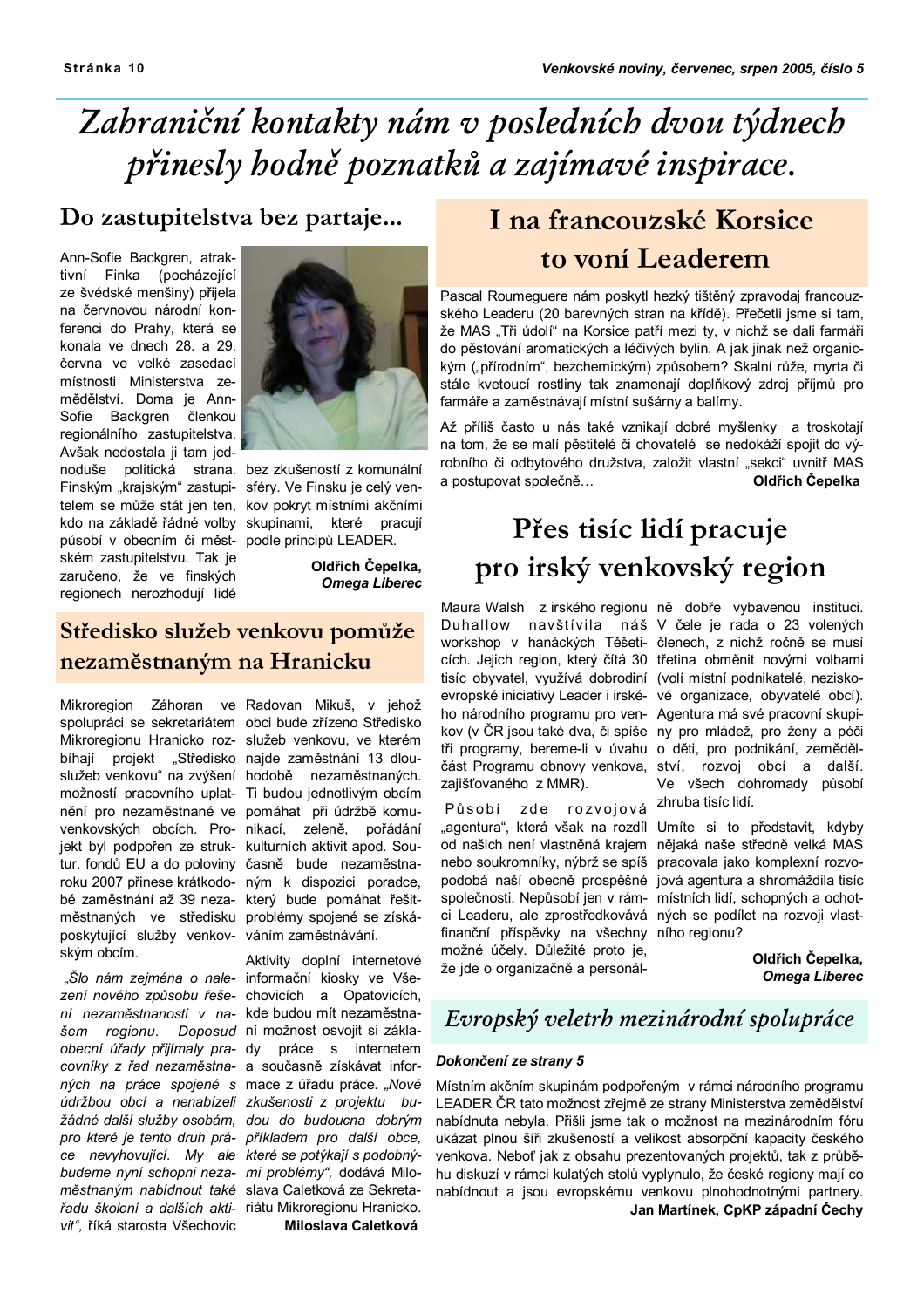# Zahraniční kontakty nám v posledních dvou týdnech přinesly hodně poznatků a zajímavé inspirace.

## Do zastupitelstva bez partaje...

Ann-Sofie Backgren, atraktivní Finka (pocházející ze švédské menšiny) přijela na červnovou národní konferenci do Prahy, která se konala ve dnech 28. a 29. června ve velké zasedací místnosti Ministerstva zemědělství. Doma je Ann-Sofie Backgren členkou regionálního zastupitelstva. Avšak nedostala ji tam jednoduše politická strana. Finským „krajským" zastupitelem se může stát jen ten, kdo na základě řádné volby působí v obecním či městském zastupitelstvu. Tak je zaručeno, že ve finských regionech nerozhodují lidé bez zkušeností z komunální sféry. Ve Finsku je celý venkov pokryt místními akčními skupinami, které pracují podle principů LEADER.

**Oldřich Čepelka, *Omega Liberec***

## Středisko služeb venkovu pomůže nezaměstnaným na Hranicku

Mikroregion Záhoran ve spolupráci se sekretariátem Mikroregionu Hranicko probíhají projekt „Středisko služeb venkovu" na zvýšení možností pracovního uplatnění pro nezaměstnané ve venkovských obcích. Projekt byl podpořen ze struktur. fondů EU a do poloviny roku 2007 přinese krátkodobé zaměstnání až 39 nezaměstnaných ve středisku poskytující služby venkovským obcím.

*„Šlo nám zejména o nalezení nového způsobu řešení nezaměstnanosti v našem regionu. Doposud obecní úřady přijímaly pracovníky z řad nezaměstnaných na práce spojené s údržbou obcí a nenabízeli žádné další služby osobám, pro které je tento druh práce nevyhovující. My ale budeme nyní schopni nezaměstnaným nabídnout také řadu školení a dalších aktivit"*, říká starosta Všechovic Radovan Mikuš, v jehož obci bude zřízeno Středisko služeb venkovu, ve kterém najde zaměstnání 13 dlouhodobě nezaměstnaných. Ti budou jednotlivým obcím pomáhat při údržbě komunikací, zeleně, pořádání kulturních aktivit apod. Současně bude nezaměstnaným k dispozici poradce, který bude pomáhat řešit problémy spojené se získáváním zaměstnávání.

Aktivity doplní internetové informační kiosky ve Všechovicích a Opatovicích, kde budou mít nezaměstnaní možnost osvojit si základy práce s internetem a současně získávat informace z úřadu práce. *„Nové zkušenosti z projektu budou do budoucna dobrým příkladem pro další obce, které se potýkají s podobnými problémy"*, dodává Miloslava Caletková ze Sekretariátu Mikroregionu Hranicko.

**Miloslava Caletková**

## I na francouzské Korsice to voní Leaderem

Pascal Roumeguere nám poskytl hezký tištěný zpravodaj francouzského Leaderu (20 barevných stran na křídě). Přečetli jsme si tam, že MAS „Tři údolí" na Korsice patří mezi ty, v nichž se dali farmáři do pěstování aromatických a léčivých bylin. A jak jinak než organickým („přírodním", bezchemickým) způsobem? Skalní růže, myrta či stále kvetoucí rostliny tak znamenají doplňkový zdroj příjmů pro farmáře a zaměstnávají místní sušárny a balírny.

Až příliš často u nás také vznikají dobré myšlenky a troskotají na tom, že se malí pěstitelé či chovatelé se nedokáží spojit do výrobního či odbytového družstva, založit vlastní „sekci" uvnitř MAS a postupovat společně…

**Oldřich Čepelka**

## Přes tisíc lidí pracuje pro irský venkovský region

Maura Walsh z irského regionu Duhallow navštívila náš workshop v hanáckých Těšeticích. Jejich region, který čítá 30 tisíc obyvatel, využívá dobrodiní evropské iniciativy Leader i irského národního programu pro venkov (v ČR jsou také dva, či spíše tři programy, bereme-li v úvahu část Programu obnovy venkova, zajišťovaného z MMR).

Působí zde rozvojová „agentura", která však na rozdíl od našich není vlastněná krajem nebo soukromníky, nýbrž se spíš podobá naší obecně prospěšné společnosti. Nepůsobí jen v rámci Leaderu, ale zprostředkovává finanční příspěvky na všechny možné účely. Důležité proto je, že jde o organizačně a personálně dobře vybavenou instituci. V čele je rada o 23 volených členech, z nichž ročně se musí třetina obměnit novými volbami (volí místní podnikatelé, neziskové organizace, obyvatelé obcí). Agentura má své pracovní skupiny pro mládež, pro ženy a péči o děti, pro podnikání, zemědělství, rozvoj obcí a další. Ve všech dohromady působí zhruba tisíc lidí.

Umíte si to představit, kdyby nějaká naše středně velká MAS pracovala jako komplexní rozvojová agentura a shromáždila tisíc místních lidí, schopných a ochotných se podílet na rozvoji vlastního regionu?

**Oldřich Čepelka, *Omega Liberec***

## Evropský veletrh mezinárodní spolupráce

***Dokončení ze strany 5***

Místním akčním skupinám podpořeným v rámci národního programu LEADER ČR tato možnost zřejmě ze strany Ministerstva zemědělství nabídnuta nebyla. Přišli jsme tak o možnost na mezinárodním fóru ukázat plnou šíři zkušeností a velikost absorpční kapacity českého venkova. Neboť jak z obsahu prezentovaných projektů, tak z průběhu diskuzí v rámci kulatých stolů vyplynulo, že české regiony mají co nabídnout a jsou evropskému venkovu plnohodnotnými partnery.

**Jan Martínek, CpKP západní Čechy**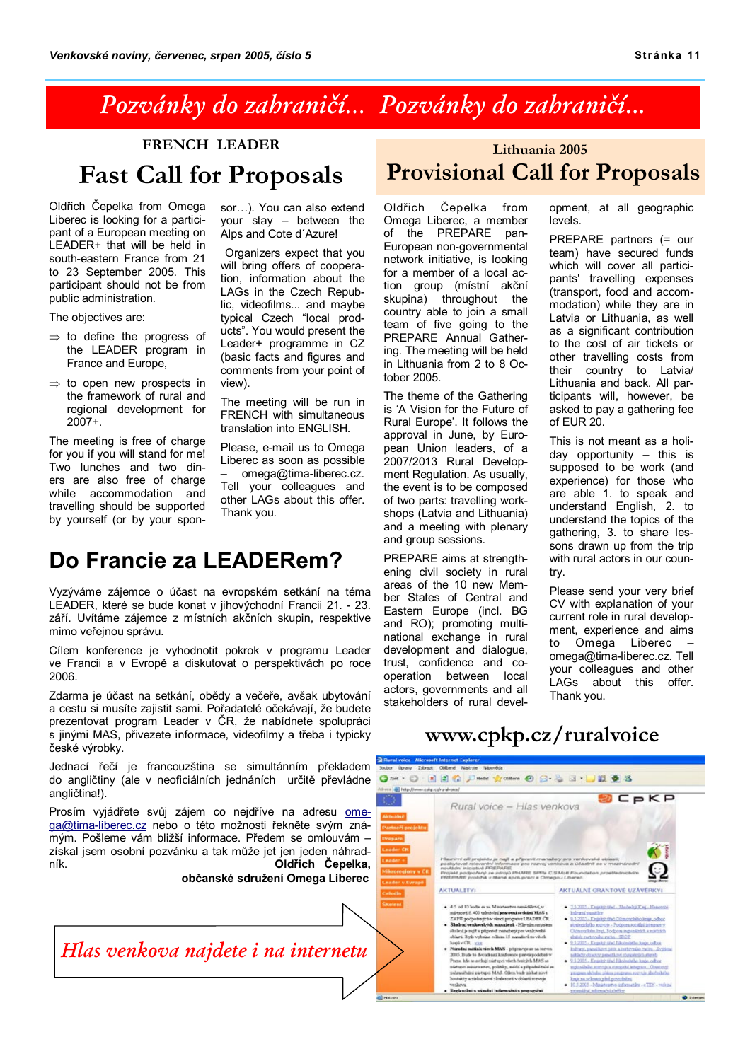# Pozvánky do zahraničí... Pozvánky do zahraničí...

FRENCH LEADER

## Fast Call for Proposals

Oldřich Čepelka from Omega Liberec is looking for a participant of a European meeting on LEADER+ that will be held in south-eastern France from 21 to 23 September 2005. This participant should not be from public administration.

The objectives are:

⇒ to define the progress of the LEADER program in France and Europe,

⇒ to open new prospects in the framework of rural and regional development for 2007+.

The meeting is free of charge for you if you will stand for me! Two lunches and two dinners are also free of charge while accommodation and travelling should be supported by yourself (or by your sponsor…). You can also extend your stay – between the Alps and Cote d´Azure!

Organizers expect that you will bring offers of cooperation, information about the LAGs in the Czech Republic, videofilms... and maybe typical Czech "local products". You would present the Leader+ programme in CZ (basic facts and figures and comments from your point of view).

The meeting will be run in FRENCH with simultaneous translation into ENGLISH.

Please, e-mail us to Omega Liberec as soon as possible – omega@tima-liberec.cz. Tell your colleagues and other LAGs about this offer. Thank you.

## Do Francie za LEADERem?

Vyzýváme zájemce o účast na evropském setkání na téma LEADER, které se bude konat v jihovýchodní Francii 21. - 23. září. Uvítáme zájemce z místních akčních skupin, respektive mimo veřejnou správu.

Cílem konference je vyhodnotit pokrok v programu Leader ve Francii a v Evropě a diskutovat o perspektivách po roce 2006.

Zdarma je účast na setkání, obědy a večeře, avšak ubytování a cestu si musíte zajistit sami. Pořadatelé očekávají, že budete prezentovat program Leader v ČR, že nabídnete spolupráci s jinými MAS, přivezete informace, videofilmy a třeba i typicky české výrobky.

Jednací řečí je francouzština se simultánním překladem do angličtiny (ale v neoficiálních jednáních určitě převládne angličtina!).

Prosím vyjádřete svůj zájem co nejdříve na adresu omega@tima-liberec.cz nebo o této možnosti řekněte svým známým. Pošleme vám bližší informace. Předem se omlouvám – získal jsem osobní pozvánku a tak může jet jen jeden náhradník.

**Oldřich Čepelka,**
**občanské sdružení Omega Liberec**

Lithuania 2005

## Provisional Call for Proposals

Oldřich Čepelka from Omega Liberec, a member of the PREPARE pan-European non-governmental network initiative, is looking for a member of a local action group (místní akční skupina) throughout the country able to join a small team of five going to the PREPARE Annual Gathering. The meeting will be held in Lithuania from 2 to 8 October 2005.

The theme of the Gathering is 'A Vision for the Future of Rural Europe'. It follows the approval in June, by European Union leaders, of a 2007/2013 Rural Development Regulation. As usually, the event is to be composed of two parts: travelling workshops (Latvia and Lithuania) and a meeting with plenary and group sessions.

PREPARE aims at strengthening civil society in rural areas of the 10 new Member States of Central and Eastern Europe (incl. BG and RO); promoting multinational exchange in rural development and dialogue, trust, confidence and cooperation between local actors, governments and all stakeholders of rural development, at all geographic levels.

PREPARE partners (= our team) have secured funds which will cover all participants' travelling expenses (transport, food and accommodation) while they are in Latvia or Lithuania, as well as a significant contribution to the cost of air tickets or other travelling costs from their country to Latvia/Lithuania and back. All participants will, however, be asked to pay a gathering fee of EUR 20.

This is not meant as a holiday opportunity – this is supposed to be work (and experience) for those who are able 1. to speak and understand English, 2. to understand the topics of the gathering, 3. to share lessons drawn up from the trip with rural actors in our country.

Please send your very brief CV with explanation of your current role in rural development, experience and aims to Omega Liberec – omega@tima-liberec.cz. Tell your colleagues and other LAGs about this offer. Thank you.

**www.cpkp.cz/ruralvoice**

*Hlas venkova najdete i na internetu*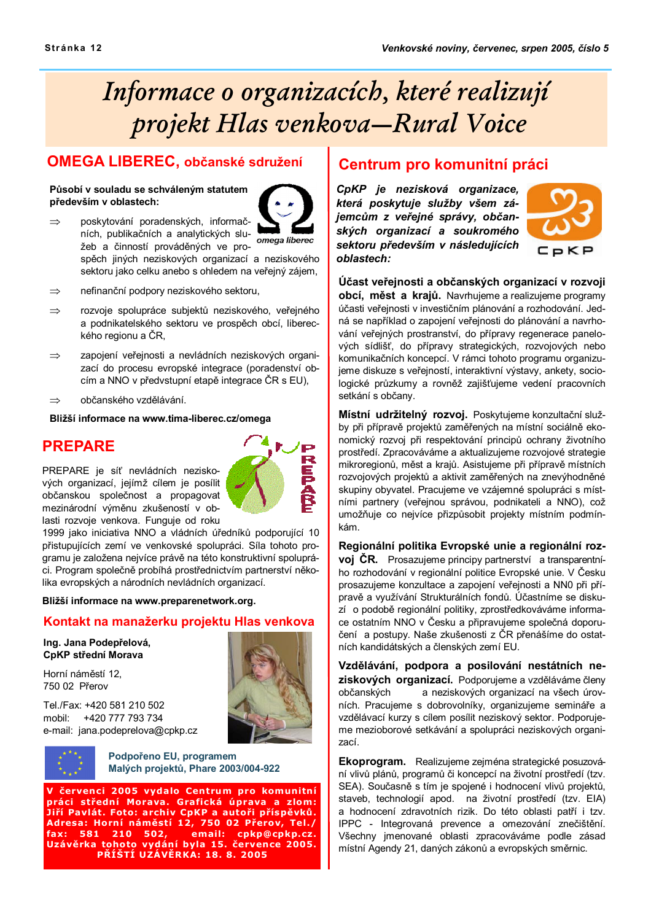# Informace o organizacích, které realizují projekt Hlas venkova—Rural Voice

## OMEGA LIBEREC, občanské sdružení

**Působí v souladu se schváleným statutem především v oblastech:**

- ⇒ poskytování poradenských, informačních, publikačních a analytických služeb a činností prováděných ve prospěch jiných neziskových organizací a neziskového sektoru jako celku anebo s ohledem na veřejný zájem,
- ⇒ nefinanční podpory neziskového sektoru,
- ⇒ rozvoje spolupráce subjektů neziskového, veřejného a podnikatelského sektoru ve prospěch obcí, libereckého regionu a ČR,
- ⇒ zapojení veřejnosti a nevládních neziskových organizací do procesu evropské integrace (poradenství obcím a NNO v předvstupní etapě integrace ČR s EU),
- ⇒ občanského vzdělávání.

**Bližší informace na www.tima-liberec.cz/omega**

## PREPARE

PREPARE je síť nevládních neziskových organizací, jejímž cílem je posílit občanskou společnost a propagovat mezinárodní výměnu zkušeností v oblasti rozvoje venkova. Funguje od roku 1999 jako iniciativa NNO a vládních úředníků podporující 10 přistupujících zemí ve venkovské spolupráci. Síla tohoto programu je založena nejvíce právě na této konstruktivní spolupráci. Program společně probíhá prostřednictvím partnerství několika evropských a národních nevládních organizací.

**Bližší informace na www.preparenetwork.org.**

## Kontakt na manažerku projektu Hlas venkova

**Ing. Jana Podepřelová,**
**CpKP střední Morava**

Horní náměstí 12,
750 02 Přerov

Tel./Fax: +420 581 210 502
mobil: +420 777 793 734
e-mail: jana.podeprelova@cpkp.cz

**Podpořeno EU, programem Malých projektů, Phare 2003/004-922**

**V červenci 2005 vydalo Centrum pro komunitní práci střední Morava. Grafická úprava a zlom: Jiří Pavlát. Foto: archiv CpKP a autoři příspěvků. Adresa: Horní náměstí 12, 750 02 Přerov, Tel./ fax: 581 210 502, email: cpkp@cpkp.cz. Uzávěrka tohoto vydání byla 15. července 2005. PŘÍŠTÍ UZÁVĚRKA: 18. 8. 2005**

## Centrum pro komunitní práci

***CpKP je nezisková organizace, která poskytuje služby všem zájemcům z veřejné správy, občanských organizací a soukromého sektoru především v následujících oblastech:***

**Účast veřejnosti a občanských organizací v rozvoji obcí, měst a krajů.** Navrhujeme a realizujeme programy účasti veřejnosti v investičním plánování a rozhodování. Jedná se například o zapojení veřejnosti do plánování a navrhování veřejných prostranství, do přípravy regenerace panelových sídlišť, do přípravy strategických, rozvojových nebo komunikačních koncepcí. V rámci tohoto programu organizujeme diskuze s veřejností, interaktivní výstavy, ankety, sociologické průzkumy a rovněž zajišťujeme vedení pracovních setkání s občany.

**Místní udržitelný rozvoj.** Poskytujeme konzultační služby při přípravě projektů zaměřených na místní sociálně ekonomický rozvoj při respektování principů ochrany životního prostředí. Zpracováváme a aktualizujeme rozvojové strategie mikroregionů, měst a krajů. Asistujeme při přípravě místních rozvojových projektů a aktivit zaměřených na znevýhodněné skupiny obyvatel. Pracujeme ve vzájemné spolupráci s místními partnery (veřejnou správou, podnikateli a NNO), což umožňuje co nejvíce přizpůsobit projekty místním podmínkám.

**Regionální politika Evropské unie a regionální rozvoj ČR.** Prosazujeme principy partnerství a transparentního rozhodování v regionální politice Evropské unie. V Česku prosazujeme konzultace a zapojení veřejnosti a NNO při přípravě a využívání Strukturálních fondů. Účastníme se diskuzí o podobě regionální politiky, zprostředkováváme informace ostatním NNO v Česku a připravujeme společná doporučení a postupy. Naše zkušenosti z ČR přenášíme do ostatních kandidátských a členských zemí EU.

**Vzdělávání, podpora a posilování nestátních neziskových organizací.** Podporujeme a vzděláváme členy občanských a neziskových organizací na všech úrovních. Pracujeme s dobrovolníky, organizujeme semináře a vzdělávací kurzy s cílem posílit neziskový sektor. Podporujeme mezioborové setkávání a spolupráci neziskových organizací.

**Ekoprogram.** Realizujeme zejména strategické posuzování vlivů plánů, programů či koncepcí na životní prostředí (tzv. SEA). Současně s tím je spojené i hodnocení vlivů projektů, staveb, technologií apod. na životní prostředí (tzv. EIA) a hodnocení zdravotních rizik. Do této oblasti patří i tzv. IPPC - Integrovaná prevence a omezování znečištění. Všechny jmenované oblasti zpracováváme podle zásad místní Agendy 21, daných zákonů a evropských směrnic.